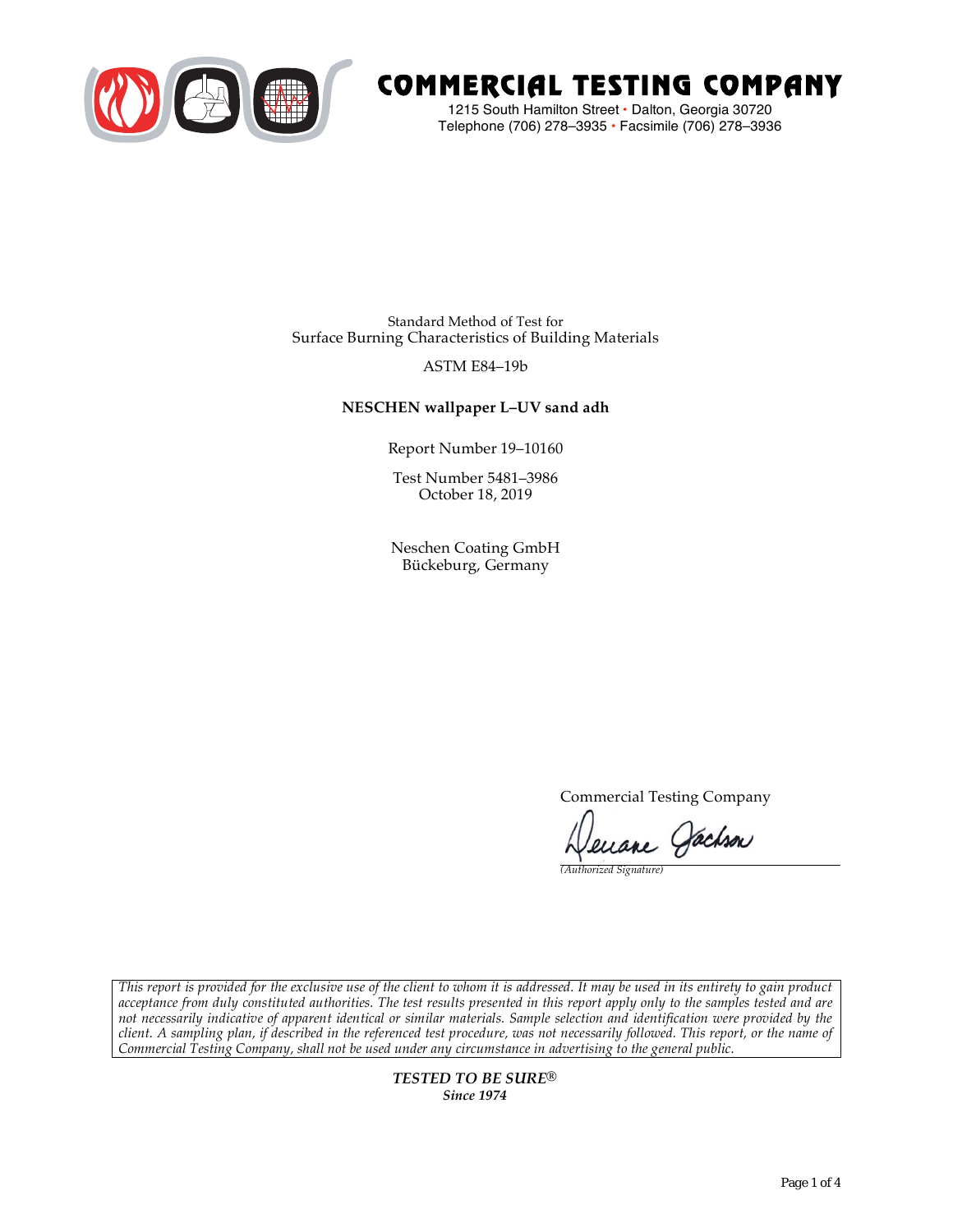# COMMERCIAL TESTING COMPANY

1215 South Hamilton Street • Dalton, Georgia 30720
Telephone (706) 278–3935 • Facsimile (706) 278–3936

Standard Method of Test for
Surface Burning Characteristics of Building Materials

ASTM E84–19b

**NESCHEN wallpaper L–UV sand adh**

Report Number 19–10160

Test Number 5481–3986
October 18, 2019

Neschen Coating GmbH
Bückeburg, Germany

Commercial Testing Company

*(Authorized Signature)*

*This report is provided for the exclusive use of the client to whom it is addressed. It may be used in its entirety to gain product acceptance from duly constituted authorities. The test results presented in this report apply only to the samples tested and are not necessarily indicative of apparent identical or similar materials. Sample selection and identification were provided by the client. A sampling plan, if described in the referenced test procedure, was not necessarily followed. This report, or the name of Commercial Testing Company, shall not be used under any circumstance in advertising to the general public.*

***TESTED TO BE SURE®***
***Since 1974***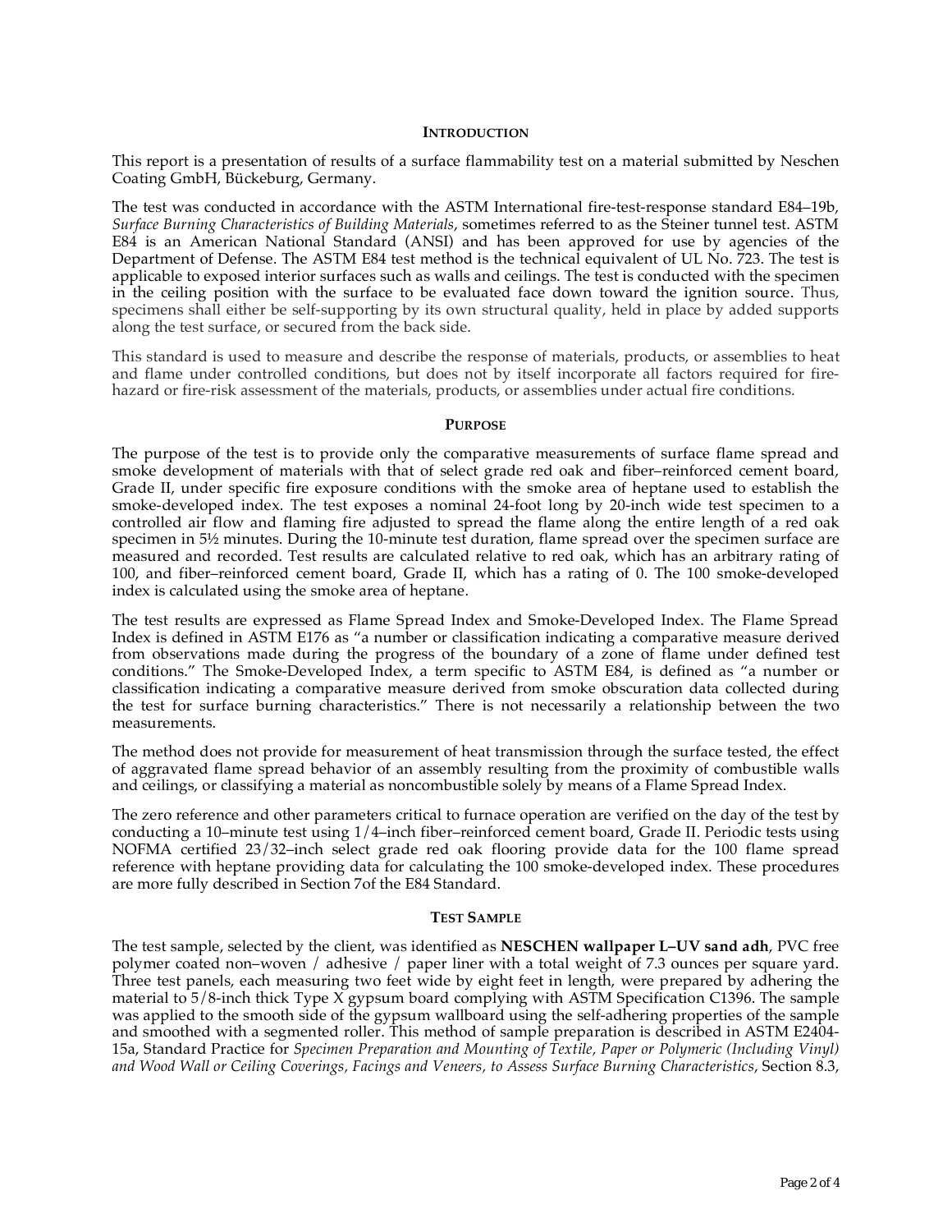## INTRODUCTION

This report is a presentation of results of a surface flammability test on a material submitted by Neschen Coating GmbH, Bückeburg, Germany.

The test was conducted in accordance with the ASTM International fire-test-response standard E84–19b, *Surface Burning Characteristics of Building Materials*, sometimes referred to as the Steiner tunnel test. ASTM E84 is an American National Standard (ANSI) and has been approved for use by agencies of the Department of Defense. The ASTM E84 test method is the technical equivalent of UL No. 723. The test is applicable to exposed interior surfaces such as walls and ceilings. The test is conducted with the specimen in the ceiling position with the surface to be evaluated face down toward the ignition source. Thus, specimens shall either be self-supporting by its own structural quality, held in place by added supports along the test surface, or secured from the back side.

This standard is used to measure and describe the response of materials, products, or assemblies to heat and flame under controlled conditions, but does not by itself incorporate all factors required for fire-hazard or fire-risk assessment of the materials, products, or assemblies under actual fire conditions.

## PURPOSE

The purpose of the test is to provide only the comparative measurements of surface flame spread and smoke development of materials with that of select grade red oak and fiber–reinforced cement board, Grade II, under specific fire exposure conditions with the smoke area of heptane used to establish the smoke-developed index. The test exposes a nominal 24-foot long by 20-inch wide test specimen to a controlled air flow and flaming fire adjusted to spread the flame along the entire length of a red oak specimen in 5½ minutes. During the 10-minute test duration, flame spread over the specimen surface are measured and recorded. Test results are calculated relative to red oak, which has an arbitrary rating of 100, and fiber–reinforced cement board, Grade II, which has a rating of 0. The 100 smoke-developed index is calculated using the smoke area of heptane.

The test results are expressed as Flame Spread Index and Smoke-Developed Index. The Flame Spread Index is defined in ASTM E176 as "a number or classification indicating a comparative measure derived from observations made during the progress of the boundary of a zone of flame under defined test conditions." The Smoke-Developed Index, a term specific to ASTM E84, is defined as "a number or classification indicating a comparative measure derived from smoke obscuration data collected during the test for surface burning characteristics." There is not necessarily a relationship between the two measurements.

The method does not provide for measurement of heat transmission through the surface tested, the effect of aggravated flame spread behavior of an assembly resulting from the proximity of combustible walls and ceilings, or classifying a material as noncombustible solely by means of a Flame Spread Index.

The zero reference and other parameters critical to furnace operation are verified on the day of the test by conducting a 10–minute test using 1/4–inch fiber–reinforced cement board, Grade II. Periodic tests using NOFMA certified 23/32–inch select grade red oak flooring provide data for the 100 flame spread reference with heptane providing data for calculating the 100 smoke-developed index. These procedures are more fully described in Section 7of the E84 Standard.

## TEST SAMPLE

The test sample, selected by the client, was identified as **NESCHEN wallpaper L–UV sand adh**, PVC free polymer coated non–woven / adhesive / paper liner with a total weight of 7.3 ounces per square yard. Three test panels, each measuring two feet wide by eight feet in length, were prepared by adhering the material to 5/8-inch thick Type X gypsum board complying with ASTM Specification C1396. The sample was applied to the smooth side of the gypsum wallboard using the self-adhering properties of the sample and smoothed with a segmented roller. This method of sample preparation is described in ASTM E2404-15a, Standard Practice for *Specimen Preparation and Mounting of Textile, Paper or Polymeric (Including Vinyl) and Wood Wall or Ceiling Coverings, Facings and Veneers, to Assess Surface Burning Characteristics*, Section 8.3,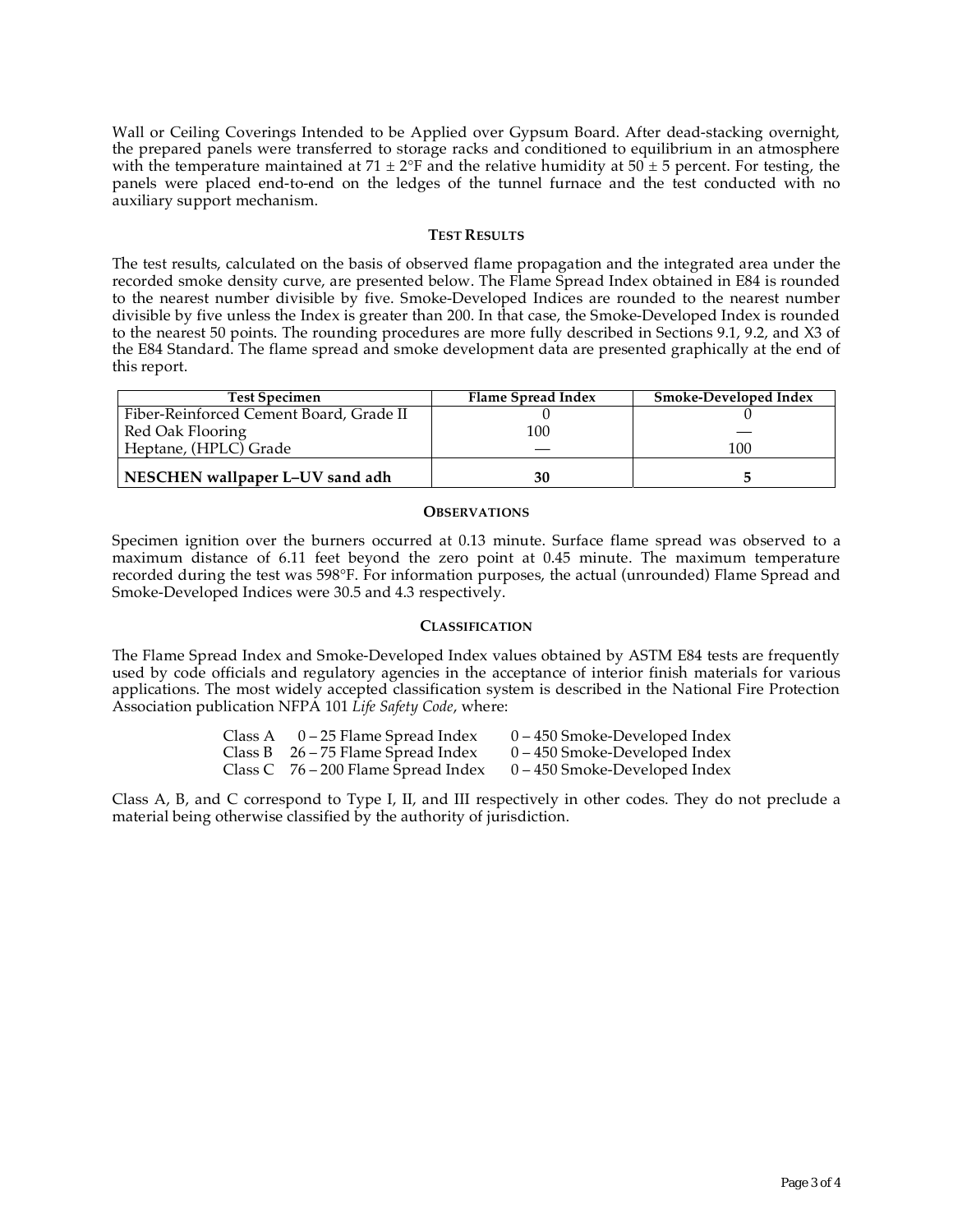Wall or Ceiling Coverings Intended to be Applied over Gypsum Board. After dead-stacking overnight, the prepared panels were transferred to storage racks and conditioned to equilibrium in an atmosphere with the temperature maintained at 71 ± 2°F and the relative humidity at 50 ± 5 percent. For testing, the panels were placed end-to-end on the ledges of the tunnel furnace and the test conducted with no auxiliary support mechanism.

### TEST RESULTS

The test results, calculated on the basis of observed flame propagation and the integrated area under the recorded smoke density curve, are presented below. The Flame Spread Index obtained in E84 is rounded to the nearest number divisible by five. Smoke-Developed Indices are rounded to the nearest number divisible by five unless the Index is greater than 200. In that case, the Smoke-Developed Index is rounded to the nearest 50 points. The rounding procedures are more fully described in Sections 9.1, 9.2, and X3 of the E84 Standard. The flame spread and smoke development data are presented graphically at the end of this report.

| Test Specimen | Flame Spread Index | Smoke-Developed Index |
|---|---|---|
| Fiber-Reinforced Cement Board, Grade II | 0 | 0 |
| Red Oak Flooring | 100 | — |
| Heptane, (HPLC) Grade | — | 100 |
| **NESCHEN wallpaper L–UV sand adh** | **30** | **5** |

### OBSERVATIONS

Specimen ignition over the burners occurred at 0.13 minute. Surface flame spread was observed to a maximum distance of 6.11 feet beyond the zero point at 0.45 minute. The maximum temperature recorded during the test was 598°F. For information purposes, the actual (unrounded) Flame Spread and Smoke-Developed Indices were 30.5 and 4.3 respectively.

### CLASSIFICATION

The Flame Spread Index and Smoke-Developed Index values obtained by ASTM E84 tests are frequently used by code officials and regulatory agencies in the acceptance of interior finish materials for various applications. The most widely accepted classification system is described in the National Fire Protection Association publication NFPA 101 *Life Safety Code*, where:

| | | |
|---|---|---|
| Class A | 0 – 25 Flame Spread Index | 0 – 450 Smoke-Developed Index |
| Class B | 26 – 75 Flame Spread Index | 0 – 450 Smoke-Developed Index |
| Class C | 76 – 200 Flame Spread Index | 0 – 450 Smoke-Developed Index |

Class A, B, and C correspond to Type I, II, and III respectively in other codes. They do not preclude a material being otherwise classified by the authority of jurisdiction.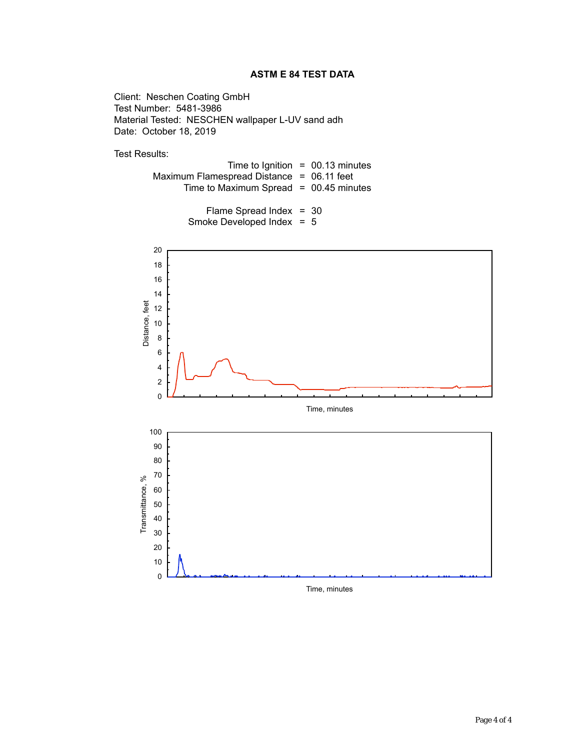# ASTM E 84 TEST DATA

Client: Neschen Coating GmbH
Test Number: 5481-3986
Material Tested: NESCHEN wallpaper L-UV sand adh
Date: October 18, 2019

Test Results:

Time to Ignition = 00.13 minutes
Maximum Flamespread Distance = 06.11 feet
Time to Maximum Spread = 00.45 minutes

Flame Spread Index = 30
Smoke Developed Index = 5

Distance, feet
20
18
16
14
12
10
8
6
4
2
0
Time, minutes

Transmittance, %
100
90
80
70
60
50
40
30
20
10
0
Time, minutes